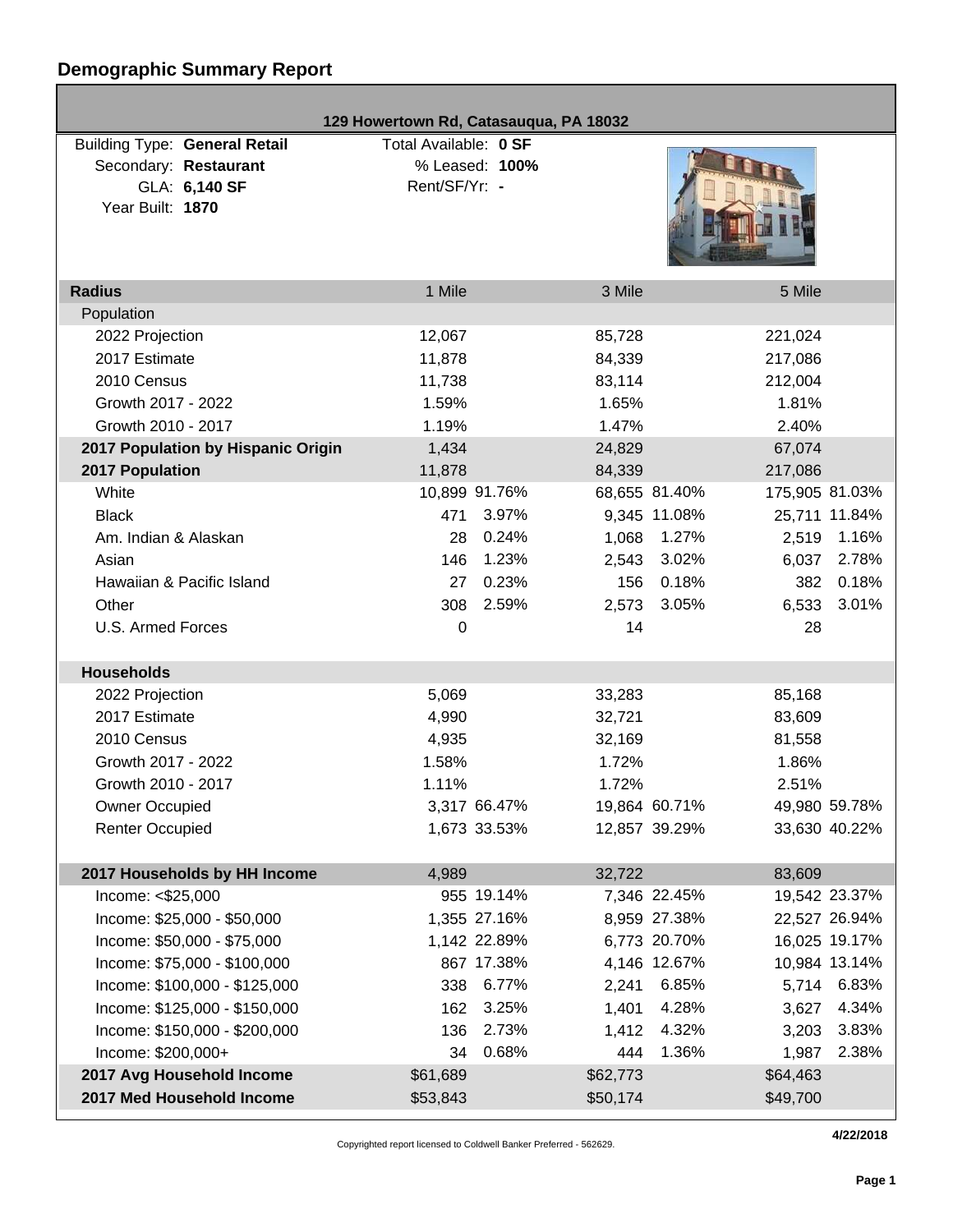# Demographic Summary Report

**129 Howertown Rd, Catasauqua, PA 18032**

Building Type: **General Retail**
Secondary: **Restaurant**
GLA: **6,140 SF**
Year Built: **1870**

Total Available: **0 SF**
% Leased: **100%**
Rent/SF/Yr: **-**

| Radius | 1 Mile | | 3 Mile | | 5 Mile | |
|---|---|---|---|---|---|---|
| Population | | | | | | |
| 2022 Projection | 12,067 | | 85,728 | | 221,024 | |
| 2017 Estimate | 11,878 | | 84,339 | | 217,086 | |
| 2010 Census | 11,738 | | 83,114 | | 212,004 | |
| Growth 2017 - 2022 | 1.59% | | 1.65% | | 1.81% | |
| Growth 2010 - 2017 | 1.19% | | 1.47% | | 2.40% | |
| **2017 Population by Hispanic Origin** | 1,434 | | 24,829 | | 67,074 | |
| **2017 Population** | 11,878 | | 84,339 | | 217,086 | |
| White | 10,899 | 91.76% | 68,655 | 81.40% | 175,905 | 81.03% |
| Black | 471 | 3.97% | 9,345 | 11.08% | 25,711 | 11.84% |
| Am. Indian & Alaskan | 28 | 0.24% | 1,068 | 1.27% | 2,519 | 1.16% |
| Asian | 146 | 1.23% | 2,543 | 3.02% | 6,037 | 2.78% |
| Hawaiian & Pacific Island | 27 | 0.23% | 156 | 0.18% | 382 | 0.18% |
| Other | 308 | 2.59% | 2,573 | 3.05% | 6,533 | 3.01% |
| U.S. Armed Forces | 0 | | 14 | | 28 | |
| **Households** | | | | | | |
| 2022 Projection | 5,069 | | 33,283 | | 85,168 | |
| 2017 Estimate | 4,990 | | 32,721 | | 83,609 | |
| 2010 Census | 4,935 | | 32,169 | | 81,558 | |
| Growth 2017 - 2022 | 1.58% | | 1.72% | | 1.86% | |
| Growth 2010 - 2017 | 1.11% | | 1.72% | | 2.51% | |
| Owner Occupied | 3,317 | 66.47% | 19,864 | 60.71% | 49,980 | 59.78% |
| Renter Occupied | 1,673 | 33.53% | 12,857 | 39.29% | 33,630 | 40.22% |
| **2017 Households by HH Income** | 4,989 | | 32,722 | | 83,609 | |
| Income: <$25,000 | 955 | 19.14% | 7,346 | 22.45% | 19,542 | 23.37% |
| Income: $25,000 - $50,000 | 1,355 | 27.16% | 8,959 | 27.38% | 22,527 | 26.94% |
| Income: $50,000 - $75,000 | 1,142 | 22.89% | 6,773 | 20.70% | 16,025 | 19.17% |
| Income: $75,000 - $100,000 | 867 | 17.38% | 4,146 | 12.67% | 10,984 | 13.14% |
| Income: $100,000 - $125,000 | 338 | 6.77% | 2,241 | 6.85% | 5,714 | 6.83% |
| Income: $125,000 - $150,000 | 162 | 3.25% | 1,401 | 4.28% | 3,627 | 4.34% |
| Income: $150,000 - $200,000 | 136 | 2.73% | 1,412 | 4.32% | 3,203 | 3.83% |
| Income: $200,000+ | 34 | 0.68% | 444 | 1.36% | 1,987 | 2.38% |
| **2017 Avg Household Income** | $61,689 | | $62,773 | | $64,463 | |
| **2017 Med Household Income** | $53,843 | | $50,174 | | $49,700 | |

Copyrighted report licensed to Coldwell Banker Preferred - 562629.

**4/22/2018**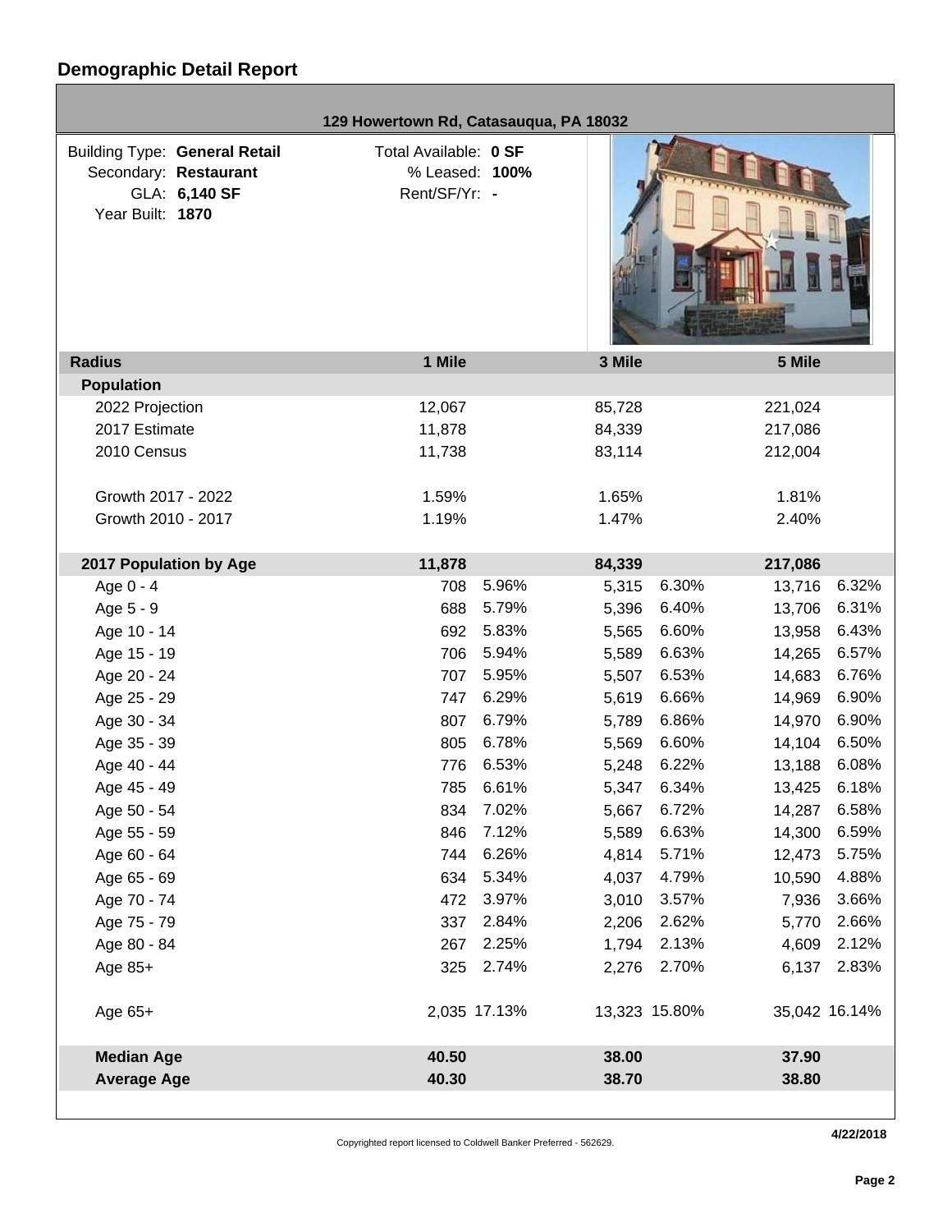## Demographic Detail Report

**129 Howertown Rd, Catasauqua, PA 18032**

Building Type: **General Retail**
Secondary: **Restaurant**
GLA: **6,140 SF**
Year Built: **1870**

Total Available: **0 SF**
% Leased: **100%**
Rent/SF/Yr: **-**

| Radius | 1 Mile | | 3 Mile | | 5 Mile | |
|---|---|---|---|---|---|---|
| **Population** | | | | | | |
| 2022 Projection | 12,067 | | 85,728 | | 221,024 | |
| 2017 Estimate | 11,878 | | 84,339 | | 217,086 | |
| 2010 Census | 11,738 | | 83,114 | | 212,004 | |
| | | | | | | |
| Growth 2017 - 2022 | 1.59% | | 1.65% | | 1.81% | |
| Growth 2010 - 2017 | 1.19% | | 1.47% | | 2.40% | |
| | | | | | | |
| **2017 Population by Age** | **11,878** | | **84,339** | | **217,086** | |
| Age 0 - 4 | 708 | 5.96% | 5,315 | 6.30% | 13,716 | 6.32% |
| Age 5 - 9 | 688 | 5.79% | 5,396 | 6.40% | 13,706 | 6.31% |
| Age 10 - 14 | 692 | 5.83% | 5,565 | 6.60% | 13,958 | 6.43% |
| Age 15 - 19 | 706 | 5.94% | 5,589 | 6.63% | 14,265 | 6.57% |
| Age 20 - 24 | 707 | 5.95% | 5,507 | 6.53% | 14,683 | 6.76% |
| Age 25 - 29 | 747 | 6.29% | 5,619 | 6.66% | 14,969 | 6.90% |
| Age 30 - 34 | 807 | 6.79% | 5,789 | 6.86% | 14,970 | 6.90% |
| Age 35 - 39 | 805 | 6.78% | 5,569 | 6.60% | 14,104 | 6.50% |
| Age 40 - 44 | 776 | 6.53% | 5,248 | 6.22% | 13,188 | 6.08% |
| Age 45 - 49 | 785 | 6.61% | 5,347 | 6.34% | 13,425 | 6.18% |
| Age 50 - 54 | 834 | 7.02% | 5,667 | 6.72% | 14,287 | 6.58% |
| Age 55 - 59 | 846 | 7.12% | 5,589 | 6.63% | 14,300 | 6.59% |
| Age 60 - 64 | 744 | 6.26% | 4,814 | 5.71% | 12,473 | 5.75% |
| Age 65 - 69 | 634 | 5.34% | 4,037 | 4.79% | 10,590 | 4.88% |
| Age 70 - 74 | 472 | 3.97% | 3,010 | 3.57% | 7,936 | 3.66% |
| Age 75 - 79 | 337 | 2.84% | 2,206 | 2.62% | 5,770 | 2.66% |
| Age 80 - 84 | 267 | 2.25% | 1,794 | 2.13% | 4,609 | 2.12% |
| Age 85+ | 325 | 2.74% | 2,276 | 2.70% | 6,137 | 2.83% |
| | | | | | | |
| Age 65+ | 2,035 | 17.13% | 13,323 | 15.80% | 35,042 | 16.14% |
| | | | | | | |
| **Median Age** | **40.50** | | **38.00** | | **37.90** | |
| **Average Age** | **40.30** | | **38.70** | | **38.80** | |

Copyrighted report licensed to Coldwell Banker Preferred - 562629.

4/22/2018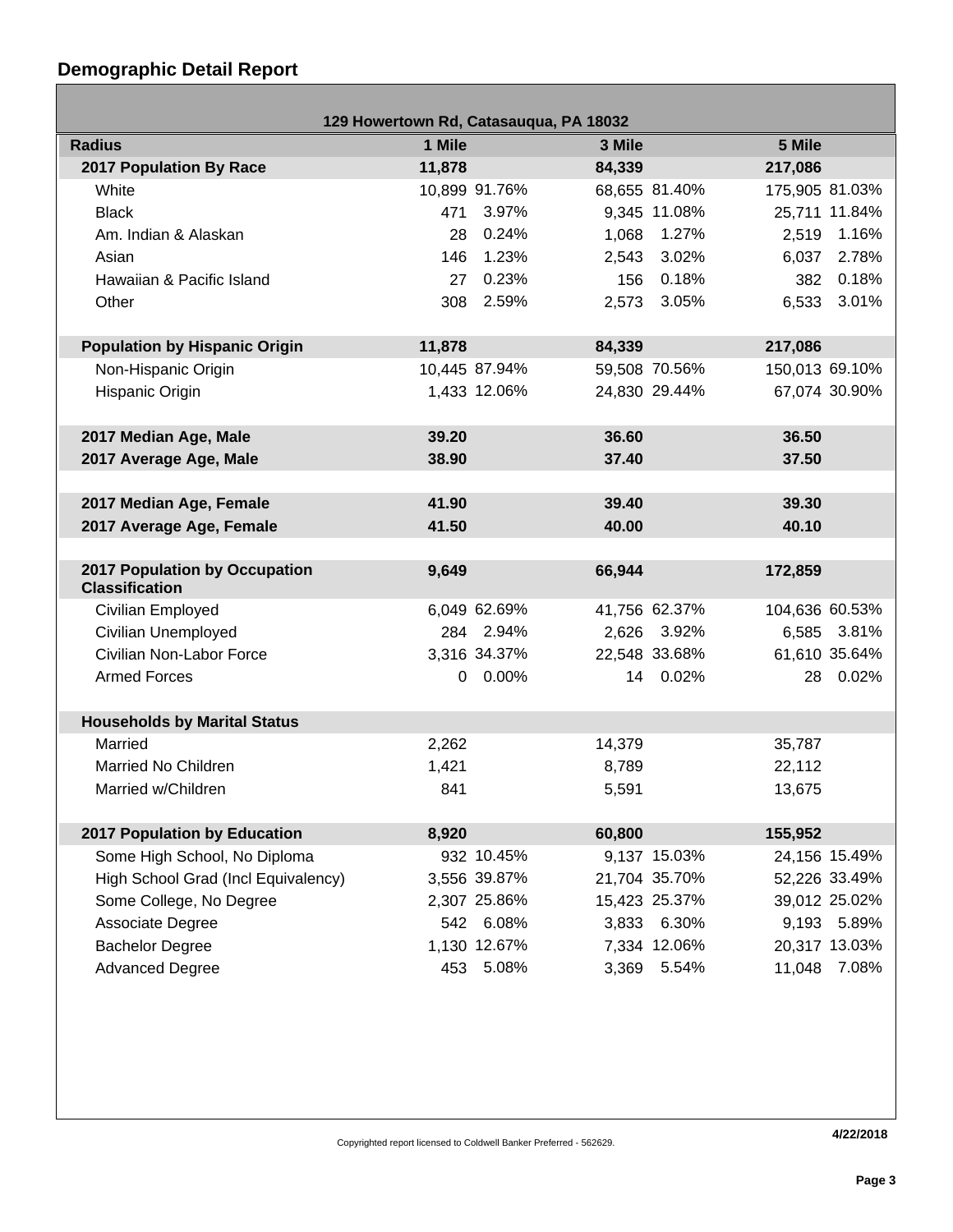# Demographic Detail Report

**129 Howertown Rd, Catasauqua, PA 18032**

| Radius | 1 Mile | | 3 Mile | | 5 Mile | |
|---|---|---|---|---|---|---|
| **2017 Population By Race** | **11,878** | | **84,339** | | **217,086** | |
| White | 10,899 | 91.76% | 68,655 | 81.40% | 175,905 | 81.03% |
| Black | 471 | 3.97% | 9,345 | 11.08% | 25,711 | 11.84% |
| Am. Indian & Alaskan | 28 | 0.24% | 1,068 | 1.27% | 2,519 | 1.16% |
| Asian | 146 | 1.23% | 2,543 | 3.02% | 6,037 | 2.78% |
| Hawaiian & Pacific Island | 27 | 0.23% | 156 | 0.18% | 382 | 0.18% |
| Other | 308 | 2.59% | 2,573 | 3.05% | 6,533 | 3.01% |
| **Population by Hispanic Origin** | **11,878** | | **84,339** | | **217,086** | |
| Non-Hispanic Origin | 10,445 | 87.94% | 59,508 | 70.56% | 150,013 | 69.10% |
| Hispanic Origin | 1,433 | 12.06% | 24,830 | 29.44% | 67,074 | 30.90% |
| **2017 Median Age, Male** | **39.20** | | **36.60** | | **36.50** | |
| **2017 Average Age, Male** | **38.90** | | **37.40** | | **37.50** | |
| **2017 Median Age, Female** | **41.90** | | **39.40** | | **39.30** | |
| **2017 Average Age, Female** | **41.50** | | **40.00** | | **40.10** | |
| **2017 Population by Occupation Classification** | **9,649** | | **66,944** | | **172,859** | |
| Civilian Employed | 6,049 | 62.69% | 41,756 | 62.37% | 104,636 | 60.53% |
| Civilian Unemployed | 284 | 2.94% | 2,626 | 3.92% | 6,585 | 3.81% |
| Civilian Non-Labor Force | 3,316 | 34.37% | 22,548 | 33.68% | 61,610 | 35.64% |
| Armed Forces | 0 | 0.00% | 14 | 0.02% | 28 | 0.02% |
| **Households by Marital Status** | | | | | | |
| Married | 2,262 | | 14,379 | | 35,787 | |
| Married No Children | 1,421 | | 8,789 | | 22,112 | |
| Married w/Children | 841 | | 5,591 | | 13,675 | |
| **2017 Population by Education** | **8,920** | | **60,800** | | **155,952** | |
| Some High School, No Diploma | 932 | 10.45% | 9,137 | 15.03% | 24,156 | 15.49% |
| High School Grad (Incl Equivalency) | 3,556 | 39.87% | 21,704 | 35.70% | 52,226 | 33.49% |
| Some College, No Degree | 2,307 | 25.86% | 15,423 | 25.37% | 39,012 | 25.02% |
| Associate Degree | 542 | 6.08% | 3,833 | 6.30% | 9,193 | 5.89% |
| Bachelor Degree | 1,130 | 12.67% | 7,334 | 12.06% | 20,317 | 13.03% |
| Advanced Degree | 453 | 5.08% | 3,369 | 5.54% | 11,048 | 7.08% |

Copyrighted report licensed to Coldwell Banker Preferred - 562629.

4/22/2018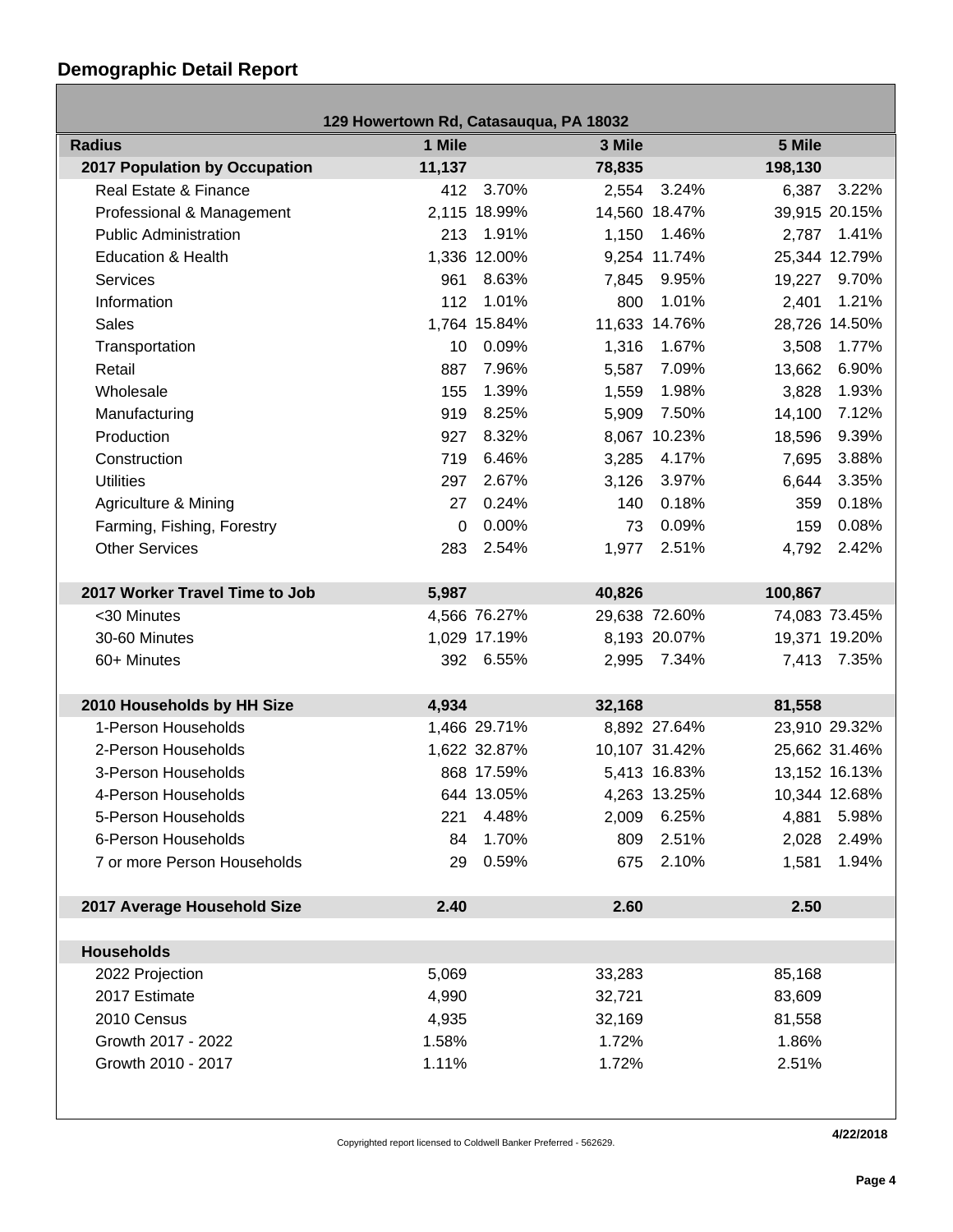## Demographic Detail Report

| 129 Howertown Rd, Catasauqua, PA 18032 | | | | | | |
|---|---|---|---|---|---|---|
| **Radius** | **1 Mile** | | **3 Mile** | | **5 Mile** | |
| **2017 Population by Occupation** | **11,137** | | **78,835** | | **198,130** | |
| Real Estate & Finance | 412 | 3.70% | 2,554 | 3.24% | 6,387 | 3.22% |
| Professional & Management | 2,115 | 18.99% | 14,560 | 18.47% | 39,915 | 20.15% |
| Public Administration | 213 | 1.91% | 1,150 | 1.46% | 2,787 | 1.41% |
| Education & Health | 1,336 | 12.00% | 9,254 | 11.74% | 25,344 | 12.79% |
| Services | 961 | 8.63% | 7,845 | 9.95% | 19,227 | 9.70% |
| Information | 112 | 1.01% | 800 | 1.01% | 2,401 | 1.21% |
| Sales | 1,764 | 15.84% | 11,633 | 14.76% | 28,726 | 14.50% |
| Transportation | 10 | 0.09% | 1,316 | 1.67% | 3,508 | 1.77% |
| Retail | 887 | 7.96% | 5,587 | 7.09% | 13,662 | 6.90% |
| Wholesale | 155 | 1.39% | 1,559 | 1.98% | 3,828 | 1.93% |
| Manufacturing | 919 | 8.25% | 5,909 | 7.50% | 14,100 | 7.12% |
| Production | 927 | 8.32% | 8,067 | 10.23% | 18,596 | 9.39% |
| Construction | 719 | 6.46% | 3,285 | 4.17% | 7,695 | 3.88% |
| Utilities | 297 | 2.67% | 3,126 | 3.97% | 6,644 | 3.35% |
| Agriculture & Mining | 27 | 0.24% | 140 | 0.18% | 359 | 0.18% |
| Farming, Fishing, Forestry | 0 | 0.00% | 73 | 0.09% | 159 | 0.08% |
| Other Services | 283 | 2.54% | 1,977 | 2.51% | 4,792 | 2.42% |
| | | | | | | |
| **2017 Worker Travel Time to Job** | **5,987** | | **40,826** | | **100,867** | |
| <30 Minutes | 4,566 | 76.27% | 29,638 | 72.60% | 74,083 | 73.45% |
| 30-60 Minutes | 1,029 | 17.19% | 8,193 | 20.07% | 19,371 | 19.20% |
| 60+ Minutes | 392 | 6.55% | 2,995 | 7.34% | 7,413 | 7.35% |
| | | | | | | |
| **2010 Households by HH Size** | **4,934** | | **32,168** | | **81,558** | |
| 1-Person Households | 1,466 | 29.71% | 8,892 | 27.64% | 23,910 | 29.32% |
| 2-Person Households | 1,622 | 32.87% | 10,107 | 31.42% | 25,662 | 31.46% |
| 3-Person Households | 868 | 17.59% | 5,413 | 16.83% | 13,152 | 16.13% |
| 4-Person Households | 644 | 13.05% | 4,263 | 13.25% | 10,344 | 12.68% |
| 5-Person Households | 221 | 4.48% | 2,009 | 6.25% | 4,881 | 5.98% |
| 6-Person Households | 84 | 1.70% | 809 | 2.51% | 2,028 | 2.49% |
| 7 or more Person Households | 29 | 0.59% | 675 | 2.10% | 1,581 | 1.94% |
| | | | | | | |
| **2017 Average Household Size** | **2.40** | | **2.60** | | **2.50** | |
| | | | | | | |
| **Households** | | | | | | |
| 2022 Projection | 5,069 | | 33,283 | | 85,168 | |
| 2017 Estimate | 4,990 | | 32,721 | | 83,609 | |
| 2010 Census | 4,935 | | 32,169 | | 81,558 | |
| Growth 2017 - 2022 | 1.58% | | 1.72% | | 1.86% | |
| Growth 2010 - 2017 | 1.11% | | 1.72% | | 2.51% | |

Copyrighted report licensed to Coldwell Banker Preferred - 562629.

4/22/2018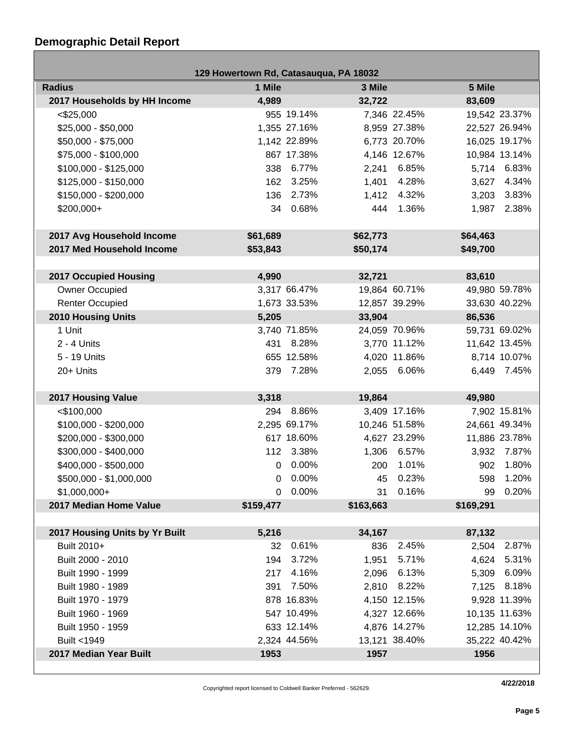## Demographic Detail Report

| 129 Howertown Rd, Catasauqua, PA 18032 | | | | | | |
|---|---|---|---|---|---|---|
| **Radius** | **1 Mile** | | **3 Mile** | | **5 Mile** | |
| **2017 Households by HH Income** | **4,989** | | **32,722** | | **83,609** | |
| <$25,000 | 955 | 19.14% | 7,346 | 22.45% | 19,542 | 23.37% |
| $25,000 - $50,000 | 1,355 | 27.16% | 8,959 | 27.38% | 22,527 | 26.94% |
| $50,000 - $75,000 | 1,142 | 22.89% | 6,773 | 20.70% | 16,025 | 19.17% |
| $75,000 - $100,000 | 867 | 17.38% | 4,146 | 12.67% | 10,984 | 13.14% |
| $100,000 - $125,000 | 338 | 6.77% | 2,241 | 6.85% | 5,714 | 6.83% |
| $125,000 - $150,000 | 162 | 3.25% | 1,401 | 4.28% | 3,627 | 4.34% |
| $150,000 - $200,000 | 136 | 2.73% | 1,412 | 4.32% | 3,203 | 3.83% |
| $200,000+ | 34 | 0.68% | 444 | 1.36% | 1,987 | 2.38% |
| | | | | | | |
| **2017 Avg Household Income** | **$61,689** | | **$62,773** | | **$64,463** | |
| **2017 Med Household Income** | **$53,843** | | **$50,174** | | **$49,700** | |
| | | | | | | |
| **2017 Occupied Housing** | **4,990** | | **32,721** | | **83,610** | |
| Owner Occupied | 3,317 | 66.47% | 19,864 | 60.71% | 49,980 | 59.78% |
| Renter Occupied | 1,673 | 33.53% | 12,857 | 39.29% | 33,630 | 40.22% |
| **2010 Housing Units** | **5,205** | | **33,904** | | **86,536** | |
| 1 Unit | 3,740 | 71.85% | 24,059 | 70.96% | 59,731 | 69.02% |
| 2 - 4 Units | 431 | 8.28% | 3,770 | 11.12% | 11,642 | 13.45% |
| 5 - 19 Units | 655 | 12.58% | 4,020 | 11.86% | 8,714 | 10.07% |
| 20+ Units | 379 | 7.28% | 2,055 | 6.06% | 6,449 | 7.45% |
| | | | | | | |
| **2017 Housing Value** | **3,318** | | **19,864** | | **49,980** | |
| <$100,000 | 294 | 8.86% | 3,409 | 17.16% | 7,902 | 15.81% |
| $100,000 - $200,000 | 2,295 | 69.17% | 10,246 | 51.58% | 24,661 | 49.34% |
| $200,000 - $300,000 | 617 | 18.60% | 4,627 | 23.29% | 11,886 | 23.78% |
| $300,000 - $400,000 | 112 | 3.38% | 1,306 | 6.57% | 3,932 | 7.87% |
| $400,000 - $500,000 | 0 | 0.00% | 200 | 1.01% | 902 | 1.80% |
| $500,000 - $1,000,000 | 0 | 0.00% | 45 | 0.23% | 598 | 1.20% |
| $1,000,000+ | 0 | 0.00% | 31 | 0.16% | 99 | 0.20% |
| **2017 Median Home Value** | **$159,477** | | **$163,663** | | **$169,291** | |
| | | | | | | |
| **2017 Housing Units by Yr Built** | **5,216** | | **34,167** | | **87,132** | |
| Built 2010+ | 32 | 0.61% | 836 | 2.45% | 2,504 | 2.87% |
| Built 2000 - 2010 | 194 | 3.72% | 1,951 | 5.71% | 4,624 | 5.31% |
| Built 1990 - 1999 | 217 | 4.16% | 2,096 | 6.13% | 5,309 | 6.09% |
| Built 1980 - 1989 | 391 | 7.50% | 2,810 | 8.22% | 7,125 | 8.18% |
| Built 1970 - 1979 | 878 | 16.83% | 4,150 | 12.15% | 9,928 | 11.39% |
| Built 1960 - 1969 | 547 | 10.49% | 4,327 | 12.66% | 10,135 | 11.63% |
| Built 1950 - 1959 | 633 | 12.14% | 4,876 | 14.27% | 12,285 | 14.10% |
| Built <1949 | 2,324 | 44.56% | 13,121 | 38.40% | 35,222 | 40.42% |
| **2017 Median Year Built** | **1953** | | **1957** | | **1956** | |

Copyrighted report licensed to Coldwell Banker Preferred - 562629.

4/22/2018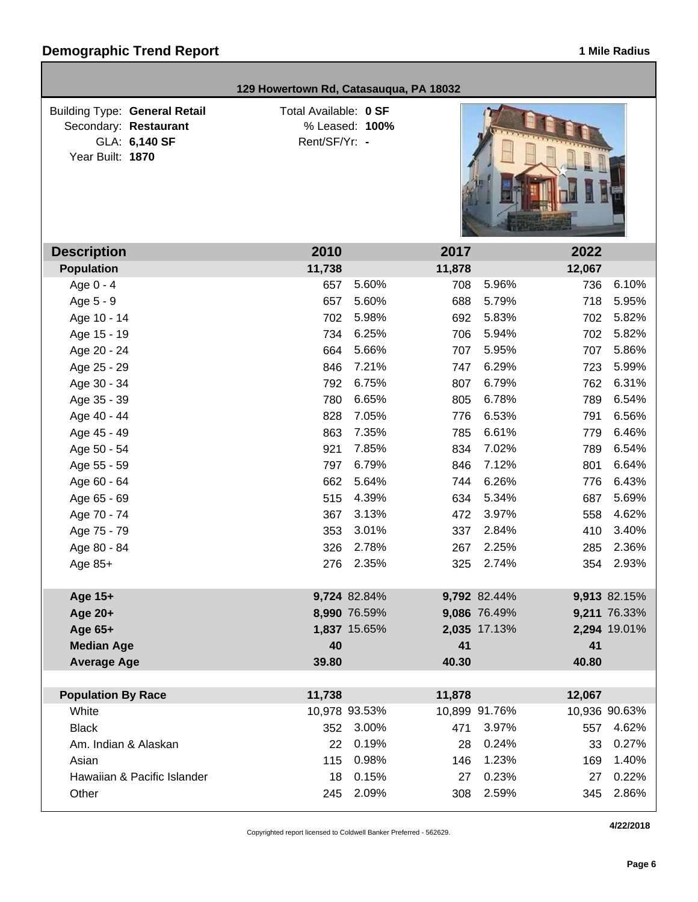## Demographic Trend Report

**1 Mile Radius**

**129 Howertown Rd, Catasauqua, PA 18032**

Building Type: **General Retail**
Secondary: **Restaurant**
GLA: **6,140 SF**
Year Built: **1870**

Total Available: **0 SF**
% Leased: **100%**
Rent/SF/Yr: **-**

| Description | 2010 | | 2017 | | 2022 | |
|---|---|---|---|---|---|---|
| **Population** | **11,738** | | **11,878** | | **12,067** | |
| Age 0 - 4 | 657 | 5.60% | 708 | 5.96% | 736 | 6.10% |
| Age 5 - 9 | 657 | 5.60% | 688 | 5.79% | 718 | 5.95% |
| Age 10 - 14 | 702 | 5.98% | 692 | 5.83% | 702 | 5.82% |
| Age 15 - 19 | 734 | 6.25% | 706 | 5.94% | 702 | 5.82% |
| Age 20 - 24 | 664 | 5.66% | 707 | 5.95% | 707 | 5.86% |
| Age 25 - 29 | 846 | 7.21% | 747 | 6.29% | 723 | 5.99% |
| Age 30 - 34 | 792 | 6.75% | 807 | 6.79% | 762 | 6.31% |
| Age 35 - 39 | 780 | 6.65% | 805 | 6.78% | 789 | 6.54% |
| Age 40 - 44 | 828 | 7.05% | 776 | 6.53% | 791 | 6.56% |
| Age 45 - 49 | 863 | 7.35% | 785 | 6.61% | 779 | 6.46% |
| Age 50 - 54 | 921 | 7.85% | 834 | 7.02% | 789 | 6.54% |
| Age 55 - 59 | 797 | 6.79% | 846 | 7.12% | 801 | 6.64% |
| Age 60 - 64 | 662 | 5.64% | 744 | 6.26% | 776 | 6.43% |
| Age 65 - 69 | 515 | 4.39% | 634 | 5.34% | 687 | 5.69% |
| Age 70 - 74 | 367 | 3.13% | 472 | 3.97% | 558 | 4.62% |
| Age 75 - 79 | 353 | 3.01% | 337 | 2.84% | 410 | 3.40% |
| Age 80 - 84 | 326 | 2.78% | 267 | 2.25% | 285 | 2.36% |
| Age 85+ | 276 | 2.35% | 325 | 2.74% | 354 | 2.93% |
| | | | | | | |
| **Age 15+** | **9,724** | 82.84% | **9,792** | 82.44% | **9,913** | 82.15% |
| **Age 20+** | **8,990** | 76.59% | **9,086** | 76.49% | **9,211** | 76.33% |
| **Age 65+** | **1,837** | 15.65% | **2,035** | 17.13% | **2,294** | 19.01% |
| **Median Age** | **40** | | **41** | | **41** | |
| **Average Age** | **39.80** | | **40.30** | | **40.80** | |
| | | | | | | |
| **Population By Race** | **11,738** | | **11,878** | | **12,067** | |
| White | 10,978 | 93.53% | 10,899 | 91.76% | 10,936 | 90.63% |
| Black | 352 | 3.00% | 471 | 3.97% | 557 | 4.62% |
| Am. Indian & Alaskan | 22 | 0.19% | 28 | 0.24% | 33 | 0.27% |
| Asian | 115 | 0.98% | 146 | 1.23% | 169 | 1.40% |
| Hawaiian & Pacific Islander | 18 | 0.15% | 27 | 0.23% | 27 | 0.22% |
| Other | 245 | 2.09% | 308 | 2.59% | 345 | 2.86% |

Copyrighted report licensed to Coldwell Banker Preferred - 562629.

4/22/2018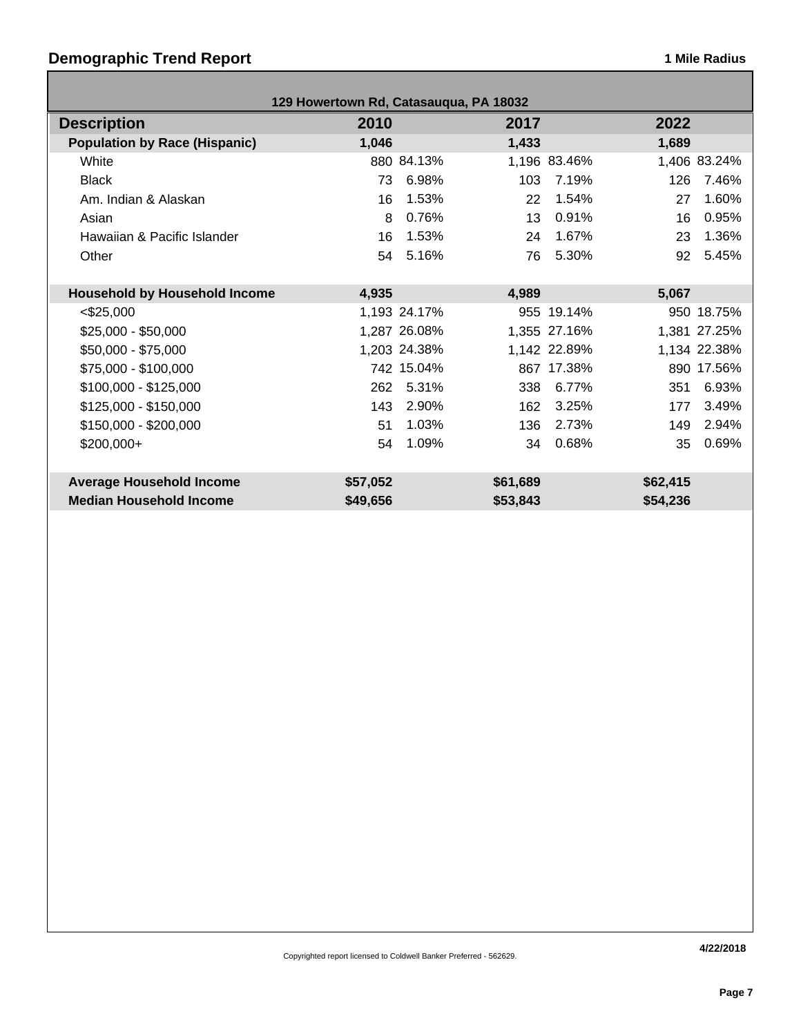## Demographic Trend Report

**1 Mile Radius**

**129 Howertown Rd, Catasauqua, PA 18032**

| Description | 2010 | | 2017 | | 2022 | |
|---|---|---|---|---|---|---|
| **Population by Race (Hispanic)** | **1,046** | | **1,433** | | **1,689** | |
| White | 880 | 84.13% | 1,196 | 83.46% | 1,406 | 83.24% |
| Black | 73 | 6.98% | 103 | 7.19% | 126 | 7.46% |
| Am. Indian & Alaskan | 16 | 1.53% | 22 | 1.54% | 27 | 1.60% |
| Asian | 8 | 0.76% | 13 | 0.91% | 16 | 0.95% |
| Hawaiian & Pacific Islander | 16 | 1.53% | 24 | 1.67% | 23 | 1.36% |
| Other | 54 | 5.16% | 76 | 5.30% | 92 | 5.45% |
| **Household by Household Income** | **4,935** | | **4,989** | | **5,067** | |
| <$25,000 | 1,193 | 24.17% | 955 | 19.14% | 950 | 18.75% |
| $25,000 - $50,000 | 1,287 | 26.08% | 1,355 | 27.16% | 1,381 | 27.25% |
| $50,000 - $75,000 | 1,203 | 24.38% | 1,142 | 22.89% | 1,134 | 22.38% |
| $75,000 - $100,000 | 742 | 15.04% | 867 | 17.38% | 890 | 17.56% |
| $100,000 - $125,000 | 262 | 5.31% | 338 | 6.77% | 351 | 6.93% |
| $125,000 - $150,000 | 143 | 2.90% | 162 | 3.25% | 177 | 3.49% |
| $150,000 - $200,000 | 51 | 1.03% | 136 | 2.73% | 149 | 2.94% |
| $200,000+ | 54 | 1.09% | 34 | 0.68% | 35 | 0.69% |
| **Average Household Income** | **$57,052** | | **$61,689** | | **$62,415** | |
| **Median Household Income** | **$49,656** | | **$53,843** | | **$54,236** | |

Copyrighted report licensed to Coldwell Banker Preferred - 562629.

4/22/2018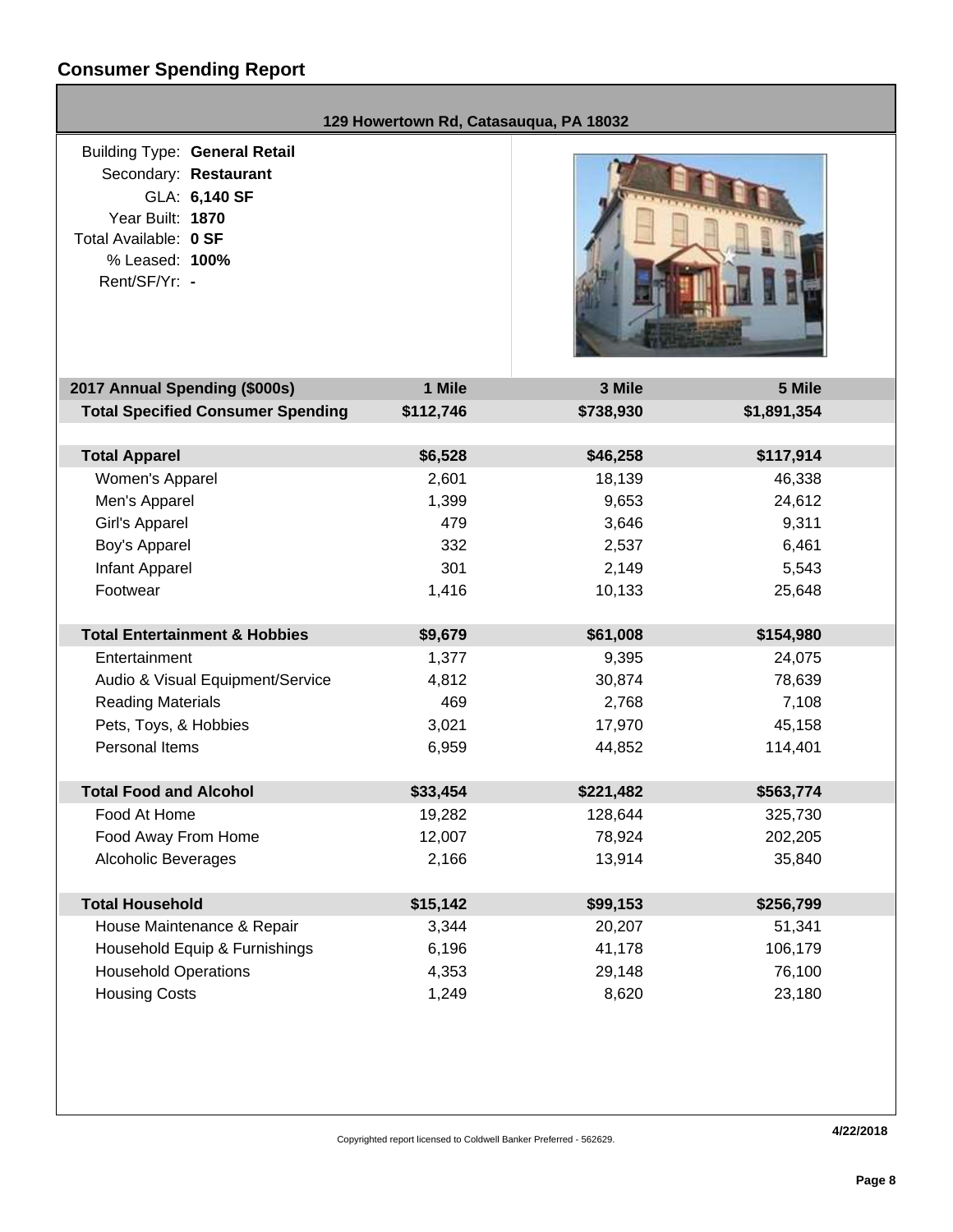# Consumer Spending Report

**129 Howertown Rd, Catasauqua, PA 18032**

| | |
|---|---|
| Building Type: | **General Retail** |
| Secondary: | **Restaurant** |
| GLA: | **6,140 SF** |
| Year Built: | **1870** |
| Total Available: | **0 SF** |
| % Leased: | **100%** |
| Rent/SF/Yr: | **-** |

| 2017 Annual Spending ($000s) | 1 Mile | 3 Mile | 5 Mile |
|---|---|---|---|
| **Total Specified Consumer Spending** | **$112,746** | **$738,930** | **$1,891,354** |
| | | | |
| **Total Apparel** | **$6,528** | **$46,258** | **$117,914** |
| Women's Apparel | 2,601 | 18,139 | 46,338 |
| Men's Apparel | 1,399 | 9,653 | 24,612 |
| Girl's Apparel | 479 | 3,646 | 9,311 |
| Boy's Apparel | 332 | 2,537 | 6,461 |
| Infant Apparel | 301 | 2,149 | 5,543 |
| Footwear | 1,416 | 10,133 | 25,648 |
| | | | |
| **Total Entertainment & Hobbies** | **$9,679** | **$61,008** | **$154,980** |
| Entertainment | 1,377 | 9,395 | 24,075 |
| Audio & Visual Equipment/Service | 4,812 | 30,874 | 78,639 |
| Reading Materials | 469 | 2,768 | 7,108 |
| Pets, Toys, & Hobbies | 3,021 | 17,970 | 45,158 |
| Personal Items | 6,959 | 44,852 | 114,401 |
| | | | |
| **Total Food and Alcohol** | **$33,454** | **$221,482** | **$563,774** |
| Food At Home | 19,282 | 128,644 | 325,730 |
| Food Away From Home | 12,007 | 78,924 | 202,205 |
| Alcoholic Beverages | 2,166 | 13,914 | 35,840 |
| | | | |
| **Total Household** | **$15,142** | **$99,153** | **$256,799** |
| House Maintenance & Repair | 3,344 | 20,207 | 51,341 |
| Household Equip & Furnishings | 6,196 | 41,178 | 106,179 |
| Household Operations | 4,353 | 29,148 | 76,100 |
| Housing Costs | 1,249 | 8,620 | 23,180 |

Copyrighted report licensed to Coldwell Banker Preferred - 562629.

**4/22/2018**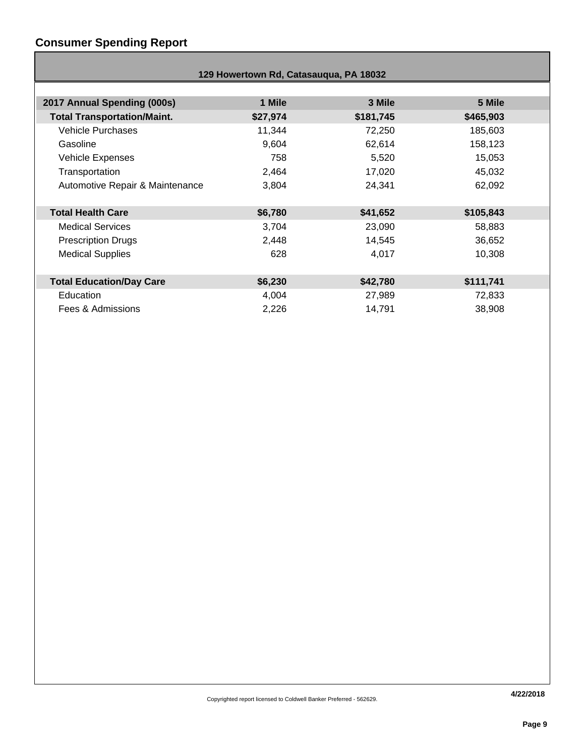## Consumer Spending Report

**129 Howertown Rd, Catasauqua, PA 18032**

| 2017 Annual Spending (000s) | 1 Mile | 3 Mile | 5 Mile |
|---|---|---|---|
| **Total Transportation/Maint.** | **$27,974** | **$181,745** | **$465,903** |
| Vehicle Purchases | 11,344 | 72,250 | 185,603 |
| Gasoline | 9,604 | 62,614 | 158,123 |
| Vehicle Expenses | 758 | 5,520 | 15,053 |
| Transportation | 2,464 | 17,020 | 45,032 |
| Automotive Repair & Maintenance | 3,804 | 24,341 | 62,092 |
| | | | |
| **Total Health Care** | **$6,780** | **$41,652** | **$105,843** |
| Medical Services | 3,704 | 23,090 | 58,883 |
| Prescription Drugs | 2,448 | 14,545 | 36,652 |
| Medical Supplies | 628 | 4,017 | 10,308 |
| | | | |
| **Total Education/Day Care** | **$6,230** | **$42,780** | **$111,741** |
| Education | 4,004 | 27,989 | 72,833 |
| Fees & Admissions | 2,226 | 14,791 | 38,908 |

Copyrighted report licensed to Coldwell Banker Preferred - 562629.

4/22/2018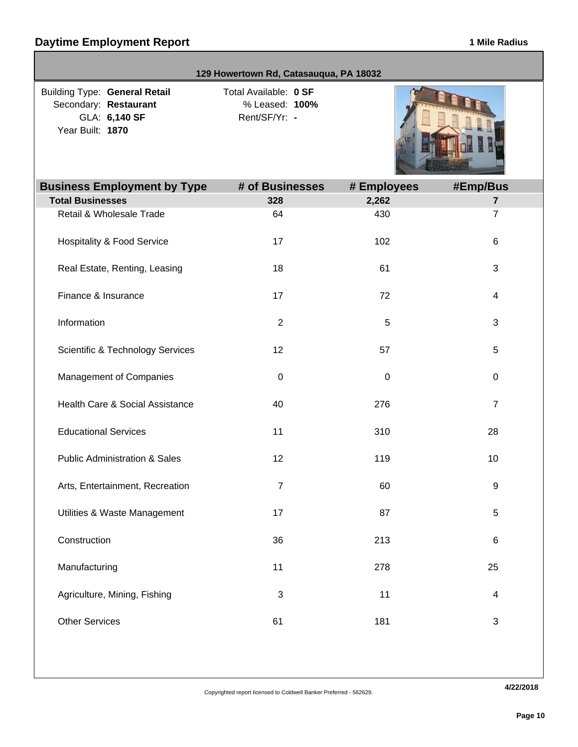## Daytime Employment Report

**1 Mile Radius**

**129 Howertown Rd, Catasauqua, PA 18032**

Building Type: **General Retail**
Secondary: **Restaurant**
GLA: **6,140 SF**
Year Built: **1870**

Total Available: **0 SF**
% Leased: **100%**
Rent/SF/Yr: **-**

| Business Employment by Type | # of Businesses | # Employees | #Emp/Bus |
|---|---|---|---|
| **Total Businesses** | **328** | **2,262** | **7** |
| Retail & Wholesale Trade | 64 | 430 | 7 |
| Hospitality & Food Service | 17 | 102 | 6 |
| Real Estate, Renting, Leasing | 18 | 61 | 3 |
| Finance & Insurance | 17 | 72 | 4 |
| Information | 2 | 5 | 3 |
| Scientific & Technology Services | 12 | 57 | 5 |
| Management of Companies | 0 | 0 | 0 |
| Health Care & Social Assistance | 40 | 276 | 7 |
| Educational Services | 11 | 310 | 28 |
| Public Administration & Sales | 12 | 119 | 10 |
| Arts, Entertainment, Recreation | 7 | 60 | 9 |
| Utilities & Waste Management | 17 | 87 | 5 |
| Construction | 36 | 213 | 6 |
| Manufacturing | 11 | 278 | 25 |
| Agriculture, Mining, Fishing | 3 | 11 | 4 |
| Other Services | 61 | 181 | 3 |

Copyrighted report licensed to Coldwell Banker Preferred - 562629.

4/22/2018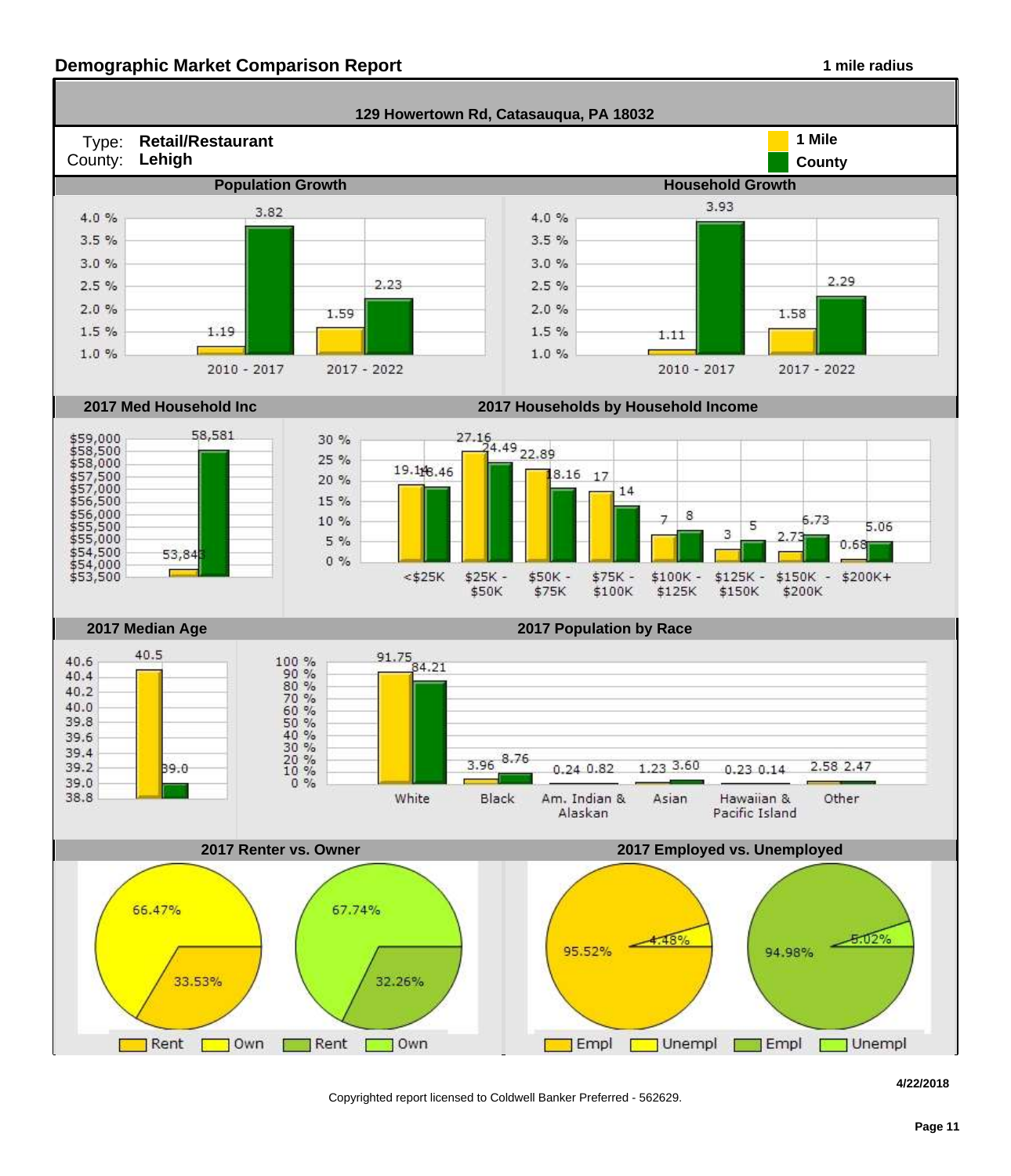# Demographic Market Comparison Report

**1 mile radius**

**129 Howertown Rd, Catasauqua, PA 18032**

Type: **Retail/Restaurant**
County: **Lehigh**

Legend: 1 Mile (yellow), County (green)

## Population Growth

| Period | 1 Mile | County |
|---|---|---|
| 2010 - 2017 | 1.19 | 3.82 |
| 2017 - 2022 | 1.59 | 2.23 |

## Household Growth

| Period | 1 Mile | County |
|---|---|---|
| 2010 - 2017 | 1.11 | 3.93 |
| 2017 - 2022 | 1.58 | 2.29 |

## 2017 Med Household Inc

| 1 Mile | County |
|---|---|
| 53,843 | 58,581 |

## 2017 Households by Household Income

| Income | 1 Mile | County |
|---|---|---|
| <$25K | 19.14 | 18.46 |
| $25K - $50K | 27.16 | 24.49 |
| $50K - $75K | 22.89 | 18.16 |
| $75K - $100K | 17 | 14 |
| $100K - $125K | 7 | 8 |
| $125K - $150K | 3 | 5 |
| $150K - $200K | 2.73 | 6.73 |
| $200K+ | 0.68 | 5.06 |

## 2017 Median Age

| 1 Mile | County |
|---|---|
| 40.5 | 39.0 |

## 2017 Population by Race

| Race | 1 Mile | County |
|---|---|---|
| White | 91.75 | 84.21 |
| Black | 3.96 | 8.76 |
| Am. Indian & Alaskan | 0.24 | 0.82 |
| Asian | 1.23 | 3.60 |
| Hawaiian & Pacific Island | 0.23 | 0.14 |
| Other | 2.58 | 2.47 |

## 2017 Renter vs. Owner

| | Rent | Own |
|---|---|---|
| 1 Mile | 33.53% | 66.47% |
| County | 32.26% | 67.74% |

## 2017 Employed vs. Unemployed

| | Empl | Unempl |
|---|---|---|
| 1 Mile | 95.52% | 4.48% |
| County | 94.98% | 5.02% |

4/22/2018

Copyrighted report licensed to Coldwell Banker Preferred - 562629.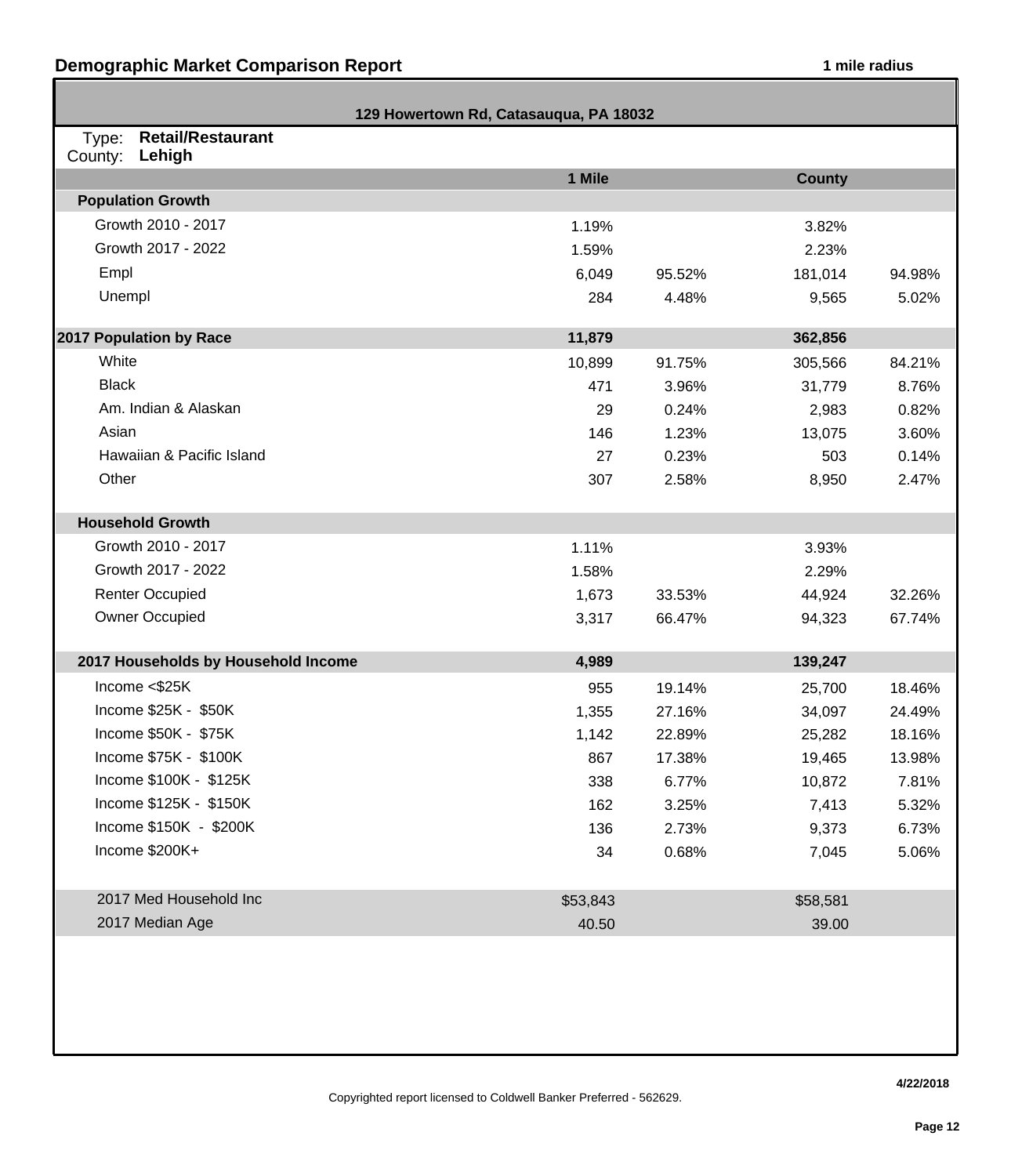## Demographic Market Comparison Report

**1 mile radius**

**129 Howertown Rd, Catasauqua, PA 18032**

Type: **Retail/Restaurant**
County: **Lehigh**

| | 1 Mile | | County | |
|---|---|---|---|---|
| **Population Growth** | | | | |
| Growth 2010 - 2017 | 1.19% | | 3.82% | |
| Growth 2017 - 2022 | 1.59% | | 2.23% | |
| Empl | 6,049 | 95.52% | 181,014 | 94.98% |
| Unempl | 284 | 4.48% | 9,565 | 5.02% |
| **2017 Population by Race** | **11,879** | | **362,856** | |
| White | 10,899 | 91.75% | 305,566 | 84.21% |
| Black | 471 | 3.96% | 31,779 | 8.76% |
| Am. Indian & Alaskan | 29 | 0.24% | 2,983 | 0.82% |
| Asian | 146 | 1.23% | 13,075 | 3.60% |
| Hawaiian & Pacific Island | 27 | 0.23% | 503 | 0.14% |
| Other | 307 | 2.58% | 8,950 | 2.47% |
| **Household Growth** | | | | |
| Growth 2010 - 2017 | 1.11% | | 3.93% | |
| Growth 2017 - 2022 | 1.58% | | 2.29% | |
| Renter Occupied | 1,673 | 33.53% | 44,924 | 32.26% |
| Owner Occupied | 3,317 | 66.47% | 94,323 | 67.74% |
| **2017 Households by Household Income** | **4,989** | | **139,247** | |
| Income <$25K | 955 | 19.14% | 25,700 | 18.46% |
| Income $25K - $50K | 1,355 | 27.16% | 34,097 | 24.49% |
| Income $50K - $75K | 1,142 | 22.89% | 25,282 | 18.16% |
| Income $75K - $100K | 867 | 17.38% | 19,465 | 13.98% |
| Income $100K - $125K | 338 | 6.77% | 10,872 | 7.81% |
| Income $125K - $150K | 162 | 3.25% | 7,413 | 5.32% |
| Income $150K - $200K | 136 | 2.73% | 9,373 | 6.73% |
| Income $200K+ | 34 | 0.68% | 7,045 | 5.06% |
| 2017 Med Household Inc | $53,843 | | $58,581 | |
| 2017 Median Age | 40.50 | | 39.00 | |

4/22/2018

Copyrighted report licensed to Coldwell Banker Preferred - 562629.